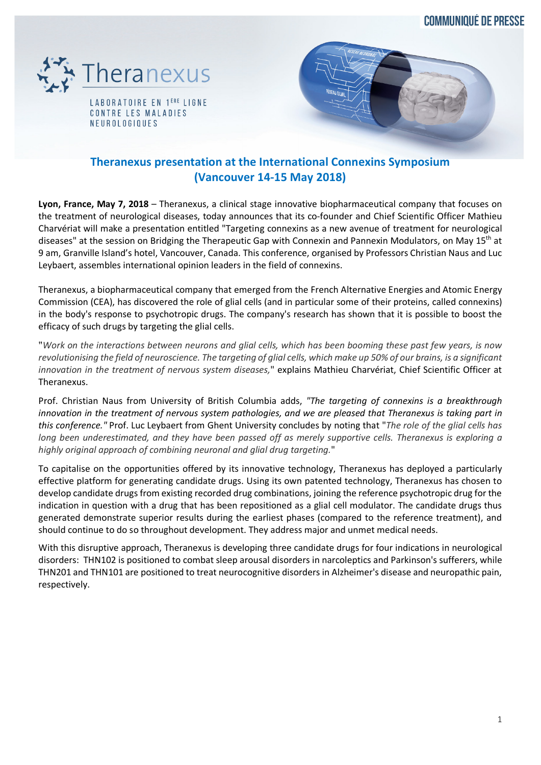COMMUNIQUÉ DE PRESSE

Theranexus

LABORATOIRE EN 1ÈRE LIGNE CONTRE LES MALADIES NEUROLOGIQUES

## Theranexus presentation at the International Connexins Symposium (Vancouver 14-15 May 2018)

**Lyon, France, May 7, 2018** – Theranexus, a clinical stage innovative biopharmaceutical company that focuses on the treatment of neurological diseases, today announces that its co-founder and Chief Scientific Officer Mathieu Charvériat will make a presentation entitled "Targeting connexins as a new avenue of treatment for neurological diseases" at the session on Bridging the Therapeutic Gap with Connexin and Pannexin Modulators, on May 15th at 9 am, Granville Island's hotel, Vancouver, Canada. This conference, organised by Professors Christian Naus and Luc Leybaert, assembles international opinion leaders in the field of connexins.

Theranexus, a biopharmaceutical company that emerged from the French Alternative Energies and Atomic Energy Commission (CEA), has discovered the role of glial cells (and in particular some of their proteins, called connexins) in the body's response to psychotropic drugs. The company's research has shown that it is possible to boost the efficacy of such drugs by targeting the glial cells.

"*Work on the interactions between neurons and glial cells, which has been booming these past few years, is now revolutionising the field of neuroscience. The targeting of glial cells, which make up 50% of our brains, is a significant innovation in the treatment of nervous system diseases,*" explains Mathieu Charvériat, Chief Scientific Officer at Theranexus.

Prof. Christian Naus from University of British Columbia adds, *"The targeting of connexins is a breakthrough innovation in the treatment of nervous system pathologies, and we are pleased that Theranexus is taking part in this conference."* Prof. Luc Leybaert from Ghent University concludes by noting that "*The role of the glial cells has long been underestimated, and they have been passed off as merely supportive cells. Theranexus is exploring a highly original approach of combining neuronal and glial drug targeting.*"

To capitalise on the opportunities offered by its innovative technology, Theranexus has deployed a particularly effective platform for generating candidate drugs. Using its own patented technology, Theranexus has chosen to develop candidate drugs from existing recorded drug combinations, joining the reference psychotropic drug for the indication in question with a drug that has been repositioned as a glial cell modulator. The candidate drugs thus generated demonstrate superior results during the earliest phases (compared to the reference treatment), and should continue to do so throughout development. They address major and unmet medical needs.

With this disruptive approach, Theranexus is developing three candidate drugs for four indications in neurological disorders: THN102 is positioned to combat sleep arousal disorders in narcoleptics and Parkinson's sufferers, while THN201 and THN101 are positioned to treat neurocognitive disorders in Alzheimer's disease and neuropathic pain, respectively.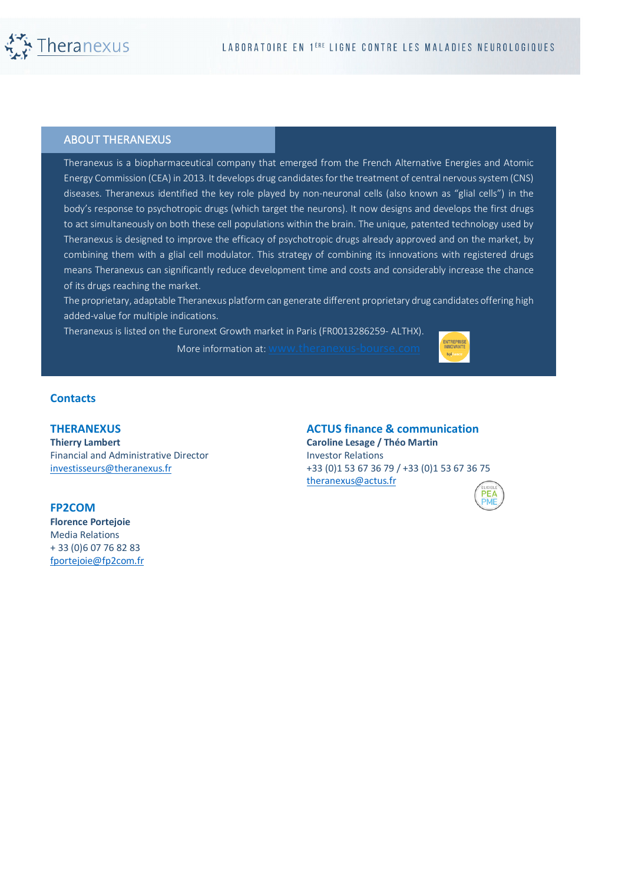## ABOUT THERANEXUS

Theranexus is a biopharmaceutical company that emerged from the French Alternative Energies and Atomic Energy Commission (CEA) in 2013. It develops drug candidates for the treatment of central nervous system (CNS) diseases. Theranexus identified the key role played by non-neuronal cells (also known as "glial cells") in the body's response to psychotropic drugs (which target the neurons). It now designs and develops the first drugs to act simultaneously on both these cell populations within the brain. The unique, patented technology used by Theranexus is designed to improve the efficacy of psychotropic drugs already approved and on the market, by combining them with a glial cell modulator. This strategy of combining its innovations with registered drugs means Theranexus can significantly reduce development time and costs and considerably increase the chance of its drugs reaching the market.

The proprietary, adaptable Theranexus platform can generate different proprietary drug candidates offering high added-value for multiple indications.

Theranexus is listed on the Euronext Growth market in Paris (FR0013286259- ALTHX).

More information at: www.theranexus-bourse.com

## Contacts

### THERANEXUS

**Thierry Lambert**
Financial and Administrative Director
investisseurs@theranexus.fr

### ACTUS finance & communication

**Caroline Lesage / Théo Martin**
Investor Relations
+33 (0)1 53 67 36 79 / +33 (0)1 53 67 36 75
theranexus@actus.fr

### FP2COM

**Florence Portejoie**
Media Relations
+ 33 (0)6 07 76 82 83
fportejoie@fp2com.fr